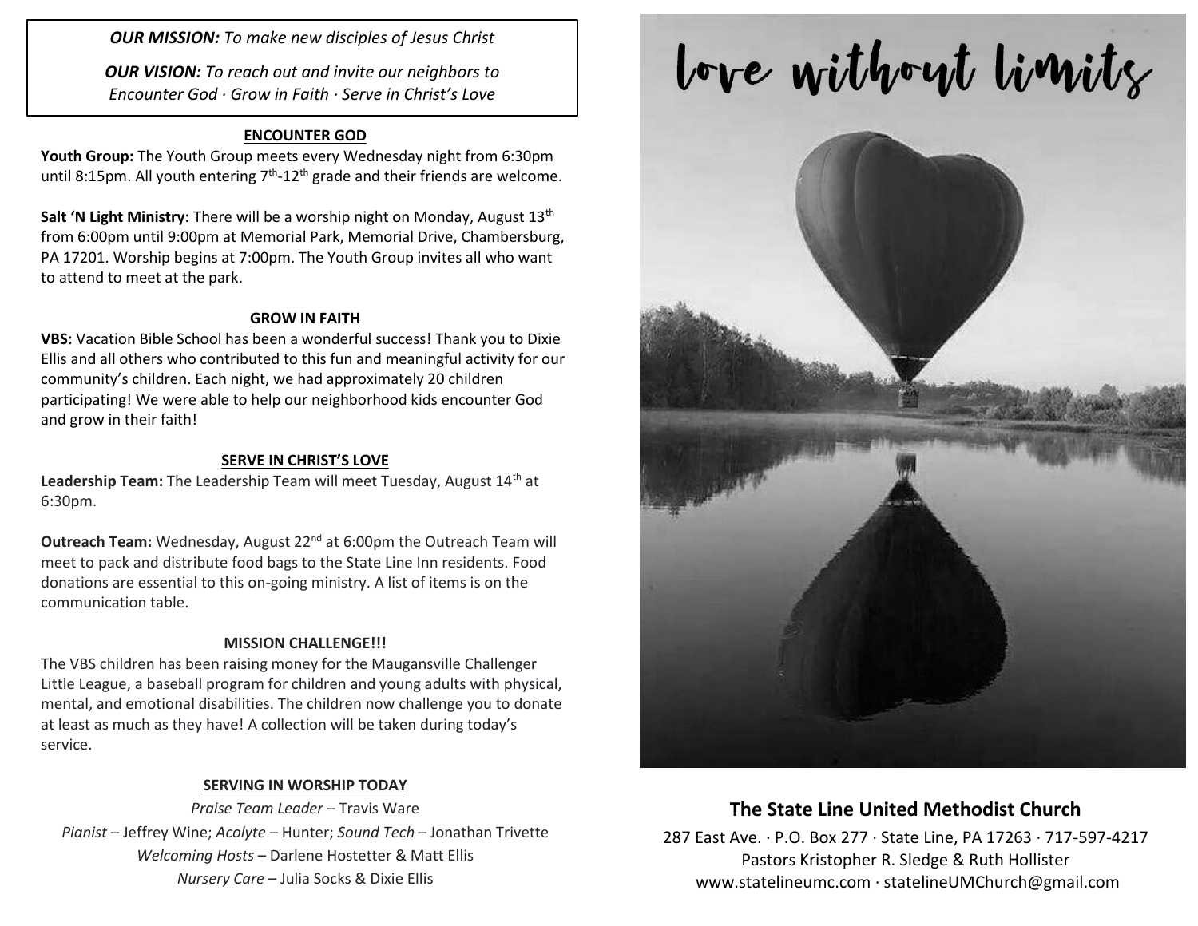***OUR MISSION:*** *To make new disciples of Jesus Christ*

***OUR VISION:*** *To reach out and invite our neighbors to Encounter God · Grow in Faith · Serve in Christ's Love*

## ENCOUNTER GOD

**Youth Group:** The Youth Group meets every Wednesday night from 6:30pm until 8:15pm. All youth entering 7th-12th grade and their friends are welcome.

**Salt 'N Light Ministry:** There will be a worship night on Monday, August 13th from 6:00pm until 9:00pm at Memorial Park, Memorial Drive, Chambersburg, PA 17201. Worship begins at 7:00pm. The Youth Group invites all who want to attend to meet at the park.

## GROW IN FAITH

**VBS:** Vacation Bible School has been a wonderful success! Thank you to Dixie Ellis and all others who contributed to this fun and meaningful activity for our community's children. Each night, we had approximately 20 children participating! We were able to help our neighborhood kids encounter God and grow in their faith!

## SERVE IN CHRIST'S LOVE

**Leadership Team:** The Leadership Team will meet Tuesday, August 14th at 6:30pm.

**Outreach Team:** Wednesday, August 22nd at 6:00pm the Outreach Team will meet to pack and distribute food bags to the State Line Inn residents. Food donations are essential to this on-going ministry. A list of items is on the communication table.

## MISSION CHALLENGE!!!

The VBS children has been raising money for the Maugansville Challenger Little League, a baseball program for children and young adults with physical, mental, and emotional disabilities. The children now challenge you to donate at least as much as they have! A collection will be taken during today's service.

## SERVING IN WORSHIP TODAY

*Praise Team Leader* – Travis Ware
*Pianist* – Jeffrey Wine; *Acolyte* – Hunter; *Sound Tech* – Jonathan Trivette
*Welcoming Hosts* – Darlene Hostetter & Matt Ellis
*Nursery Care* – Julia Socks & Dixie Ellis

# love without limits

## The State Line United Methodist Church

287 East Ave. · P.O. Box 277 · State Line, PA 17263 · 717-597-4217
Pastors Kristopher R. Sledge & Ruth Hollister
www.statelineumc.com · statelineUMChurch@gmail.com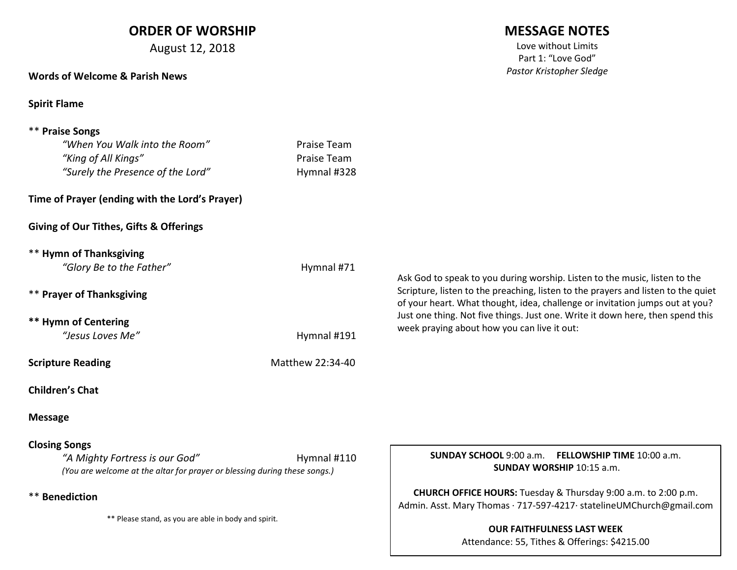## ORDER OF WORSHIP

August 12, 2018

**Words of Welcome & Parish News**

**Spirit Flame**

** **Praise Songs**

*"When You Walk into the Room"* — Praise Team
*"King of All Kings"* — Praise Team
*"Surely the Presence of the Lord"* — Hymnal #328

**Time of Prayer (ending with the Lord's Prayer)**

**Giving of Our Tithes, Gifts & Offerings**

** **Hymn of Thanksgiving**

*"Glory Be to the Father"* — Hymnal #71

** **Prayer of Thanksgiving**

** **Hymn of Centering**

*"Jesus Loves Me"* — Hymnal #191

**Scripture Reading** — Matthew 22:34-40

**Children's Chat**

**Message**

**Closing Songs**

*"A Mighty Fortress is our God"* — Hymnal #110
*(You are welcome at the altar for prayer or blessing during these songs.)*

** **Benediction**

** Please stand, as you are able in body and spirit.

## MESSAGE NOTES

Love without Limits
Part 1: "Love God"
*Pastor Kristopher Sledge*

Ask God to speak to you during worship. Listen to the music, listen to the Scripture, listen to the preaching, listen to the prayers and listen to the quiet of your heart. What thought, idea, challenge or invitation jumps out at you? Just one thing. Not five things. Just one. Write it down here, then spend this week praying about how you can live it out:

**SUNDAY SCHOOL** 9:00 a.m. **FELLOWSHIP TIME** 10:00 a.m.
**SUNDAY WORSHIP** 10:15 a.m.

**CHURCH OFFICE HOURS:** Tuesday & Thursday 9:00 a.m. to 2:00 p.m.
Admin. Asst. Mary Thomas · 717-597-4217· statelineUMChurch@gmail.com

**OUR FAITHFULNESS LAST WEEK**
Attendance: 55, Tithes & Offerings: $4215.00